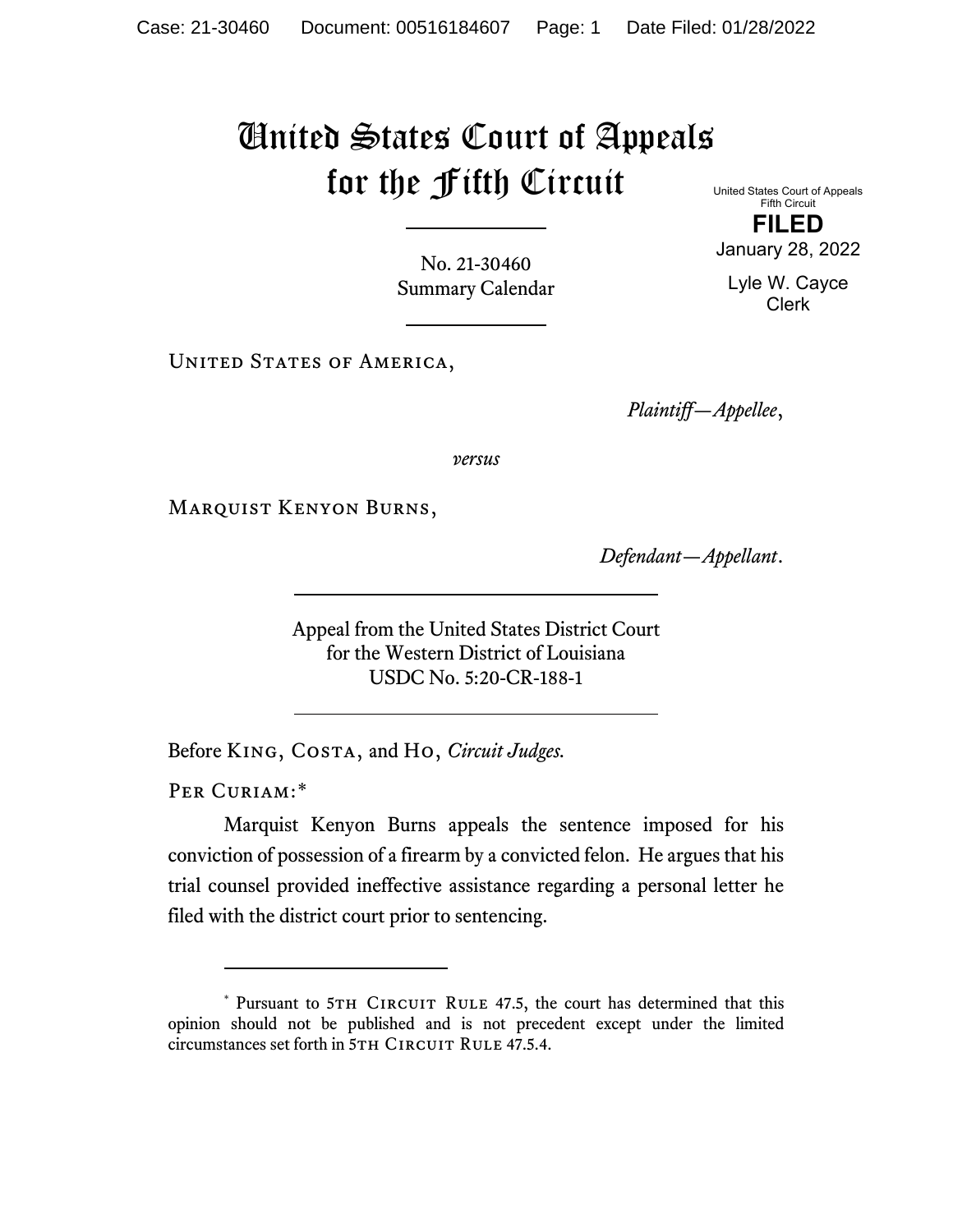# United States Court of Appeals for the Fifth Circuit

United States Court of Appeals
Fifth Circuit

**FILED**

January 28, 2022

Lyle W. Cayce
Clerk

No. 21-30460
Summary Calendar

United States of America,

*Plaintiff—Appellee*,

*versus*

Marquist Kenyon Burns,

*Defendant—Appellant*.

Appeal from the United States District Court
for the Western District of Louisiana
USDC No. 5:20-CR-188-1

Before King, Costa, and Ho, *Circuit Judges.*

Per Curiam:*

Marquist Kenyon Burns appeals the sentence imposed for his conviction of possession of a firearm by a convicted felon. He argues that his trial counsel provided ineffective assistance regarding a personal letter he filed with the district court prior to sentencing.

---

* Pursuant to 5th Circuit Rule 47.5, the court has determined that this opinion should not be published and is not precedent except under the limited circumstances set forth in 5th Circuit Rule 47.5.4.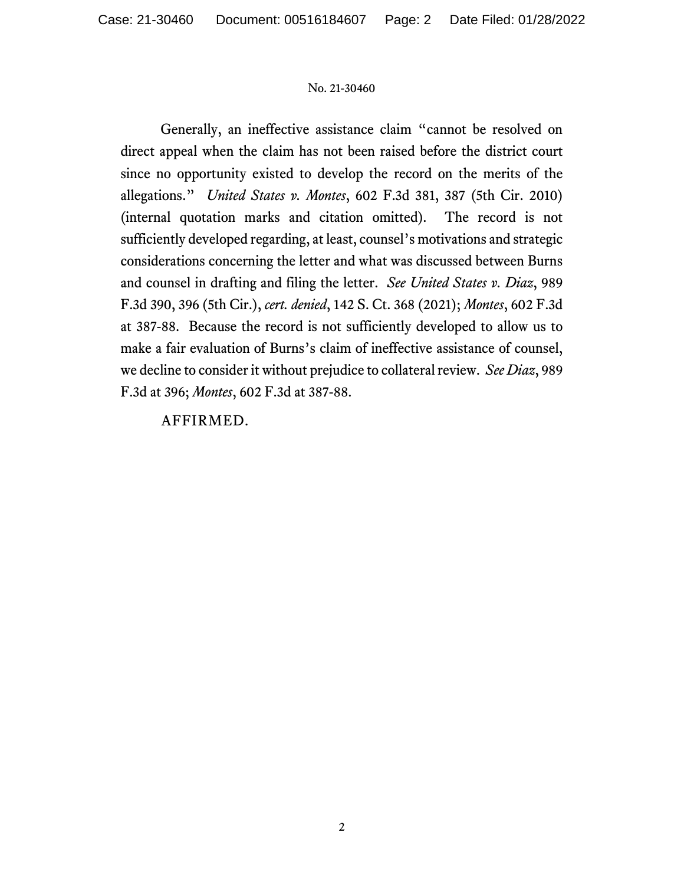Generally, an ineffective assistance claim "cannot be resolved on direct appeal when the claim has not been raised before the district court since no opportunity existed to develop the record on the merits of the allegations." *United States v. Montes*, 602 F.3d 381, 387 (5th Cir. 2010) (internal quotation marks and citation omitted). The record is not sufficiently developed regarding, at least, counsel's motivations and strategic considerations concerning the letter and what was discussed between Burns and counsel in drafting and filing the letter. *See United States v. Diaz*, 989 F.3d 390, 396 (5th Cir.), *cert. denied*, 142 S. Ct. 368 (2021); *Montes*, 602 F.3d at 387-88. Because the record is not sufficiently developed to allow us to make a fair evaluation of Burns's claim of ineffective assistance of counsel, we decline to consider it without prejudice to collateral review. *See Diaz*, 989 F.3d at 396; *Montes*, 602 F.3d at 387-88.

AFFIRMED.